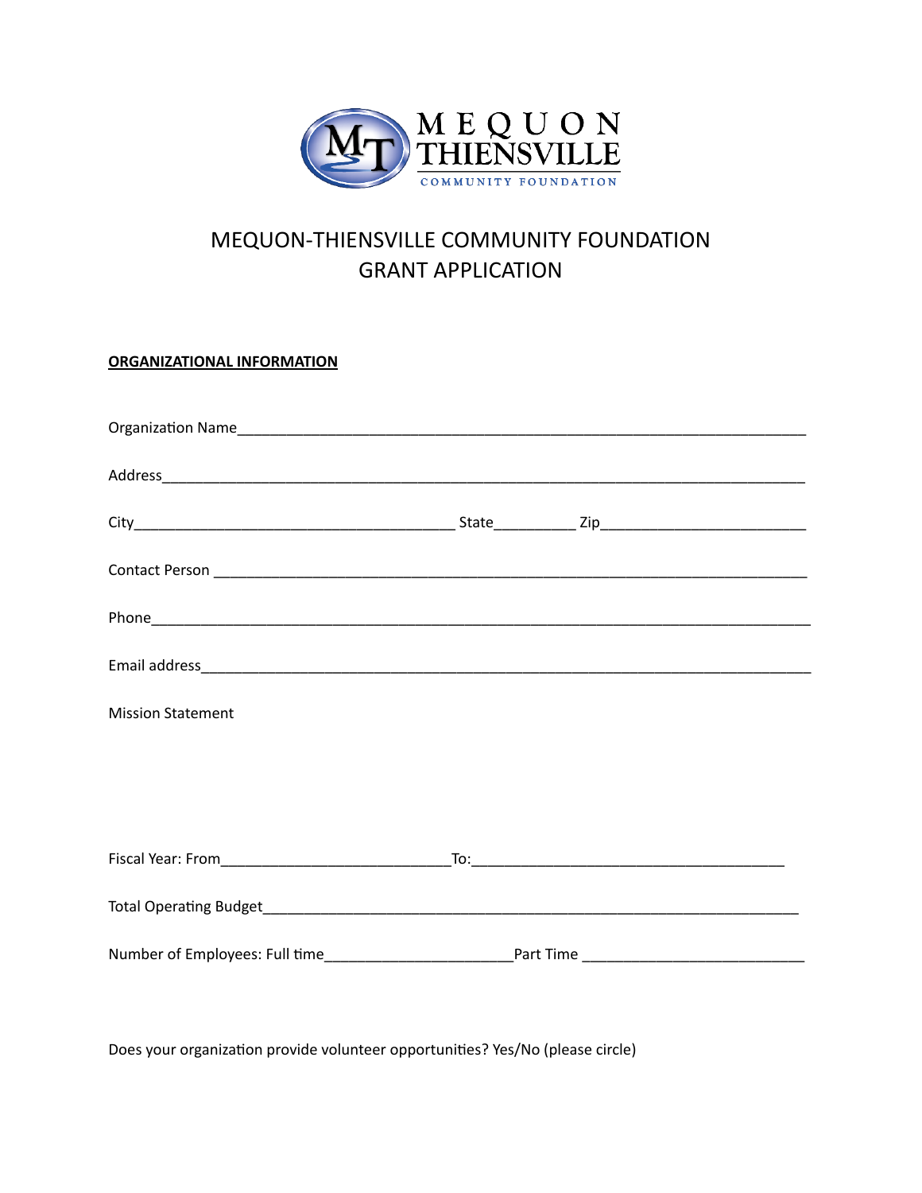# MEQUON-THIENSVILLE COMMUNITY FOUNDATION
# GRANT APPLICATION

**ORGANIZATIONAL INFORMATION**

Organization Name_______________________________________________________________________

Address_____________________________________________________________________________

City______________________________________ State__________ Zip_________________________

Contact Person _________________________________________________________________________

Phone_______________________________________________________________________________

Email address_________________________________________________________________________

Mission Statement

Fiscal Year: From____________________________To:_______________________________________

Total Operating Budget__________________________________________________________________

Number of Employees: Full time_______________________Part Time ___________________________

Does your organization provide volunteer opportunities? Yes/No (please circle)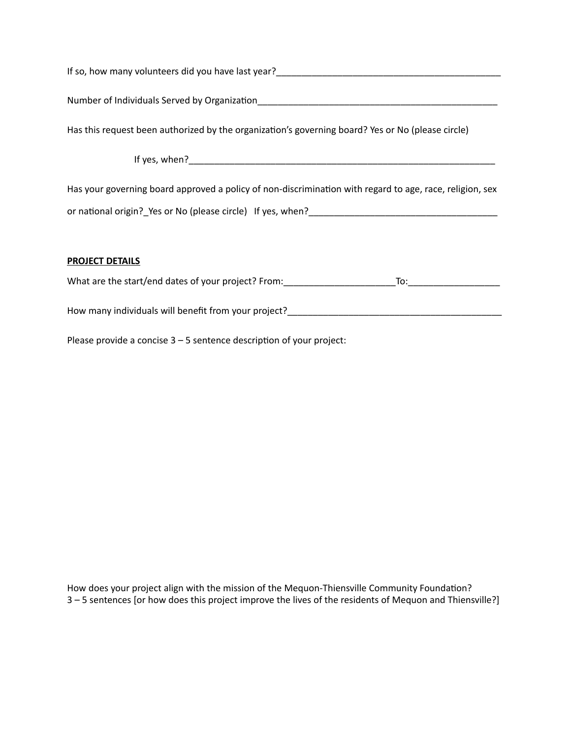If so, how many volunteers did you have last year?_____________________________________________

Number of Individuals Served by Organization_________________________________________________

Has this request been authorized by the organization's governing board? Yes or No (please circle)

If yes, when?_____________________________________________________________

Has your governing board approved a policy of non-discrimination with regard to age, race, religion, sex or national origin?_Yes or No (please circle)   If yes, when?______________________________________

**PROJECT DETAILS**

What are the start/end dates of your project? From:______________________To:__________________

How many individuals will benefit from your project?___________________________________________

Please provide a concise 3 – 5 sentence description of your project:

How does your project align with the mission of the Mequon-Thiensville Community Foundation?
3 – 5 sentences [or how does this project improve the lives of the residents of Mequon and Thiensville?]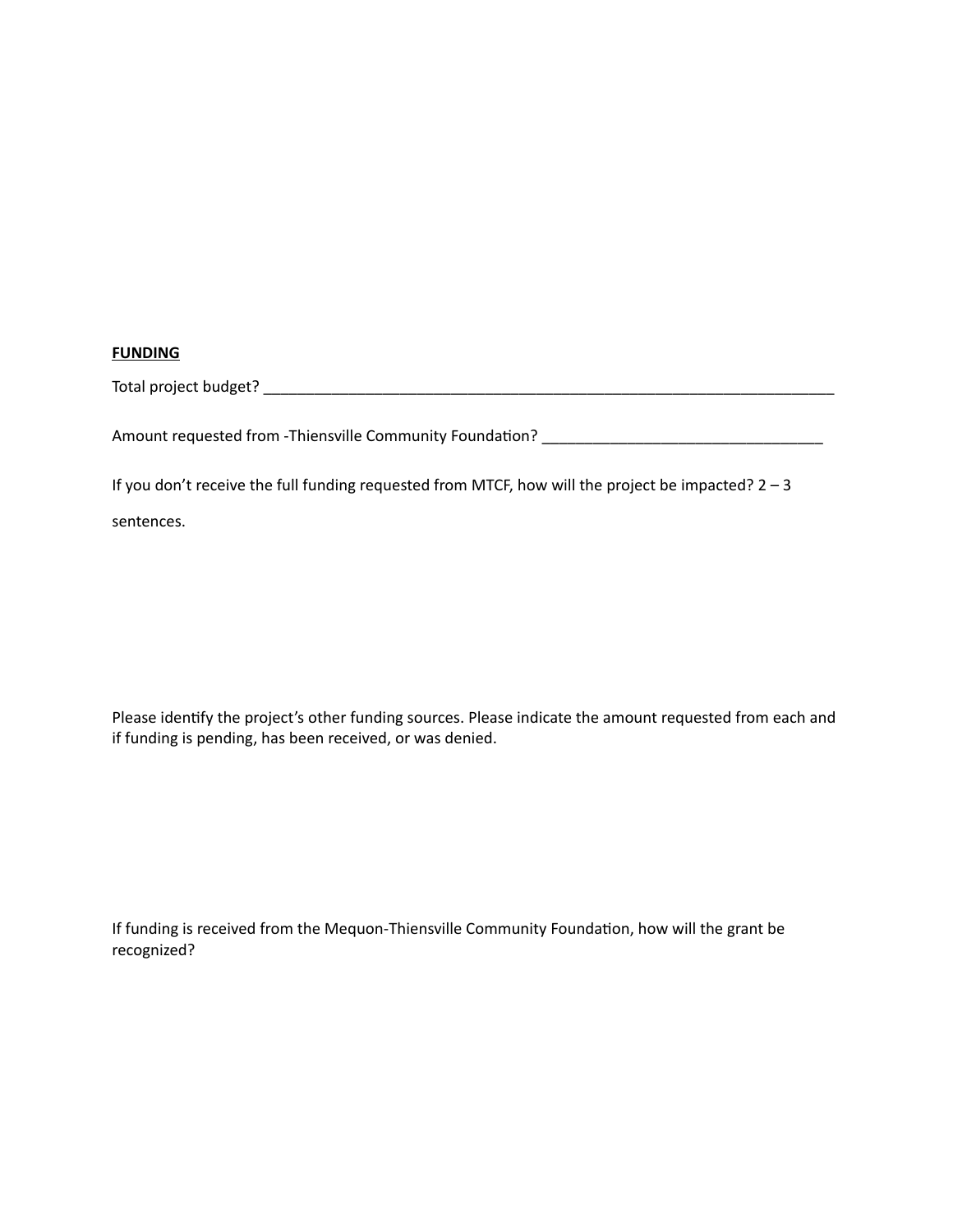**FUNDING**

Total project budget? ___________________________________________________________________________

Amount requested from -Thiensville Community Foundation? __________________________________

If you don't receive the full funding requested from MTCF, how will the project be impacted? 2 – 3 sentences.

Please identify the project's other funding sources. Please indicate the amount requested from each and if funding is pending, has been received, or was denied.

If funding is received from the Mequon-Thiensville Community Foundation, how will the grant be recognized?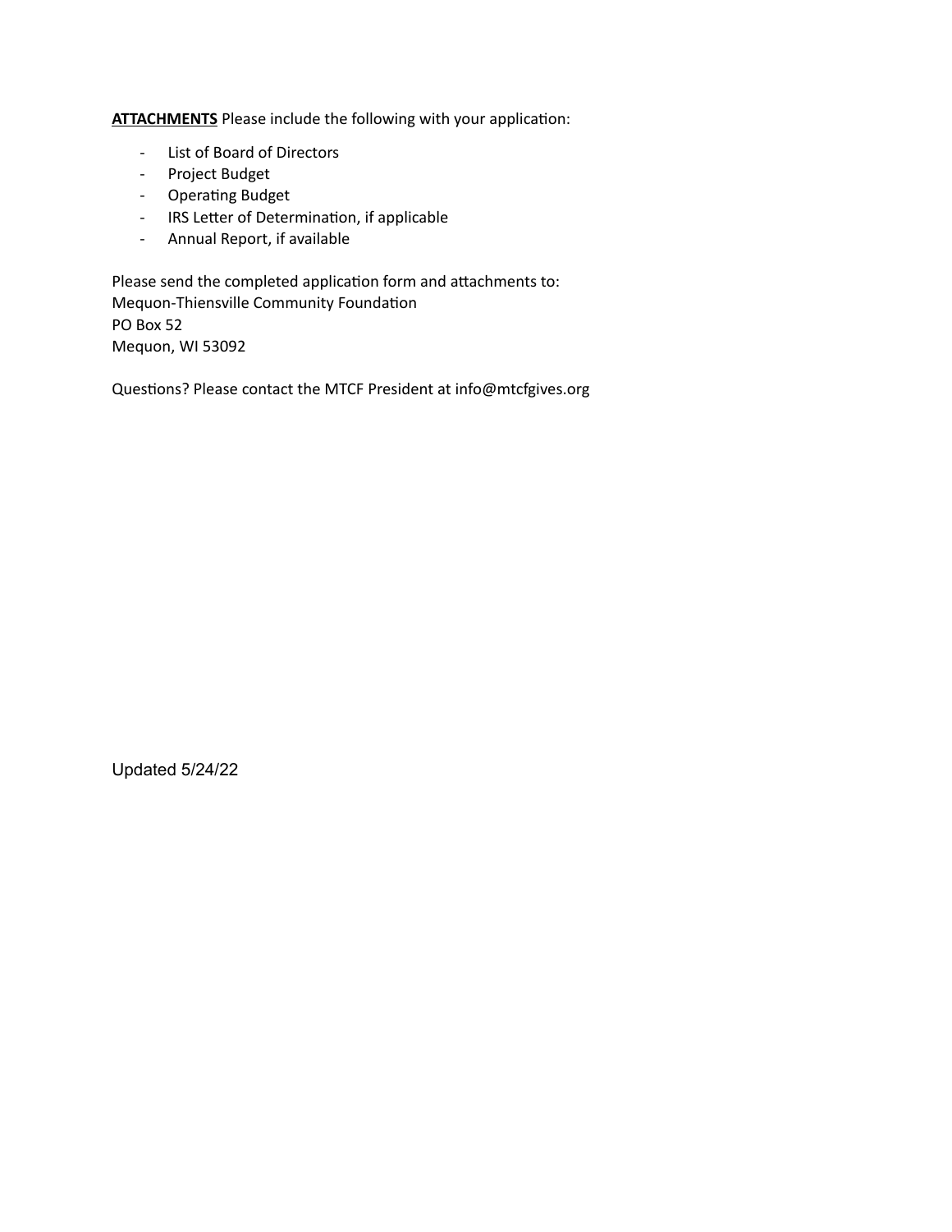**<u>ATTACHMENTS</u>** Please include the following with your application:

- List of Board of Directors
- Project Budget
- Operating Budget
- IRS Letter of Determination, if applicable
- Annual Report, if available

Please send the completed application form and attachments to:
Mequon-Thiensville Community Foundation
PO Box 52
Mequon, WI 53092

Questions? Please contact the MTCF President at info@mtcfgives.org

Updated 5/24/22